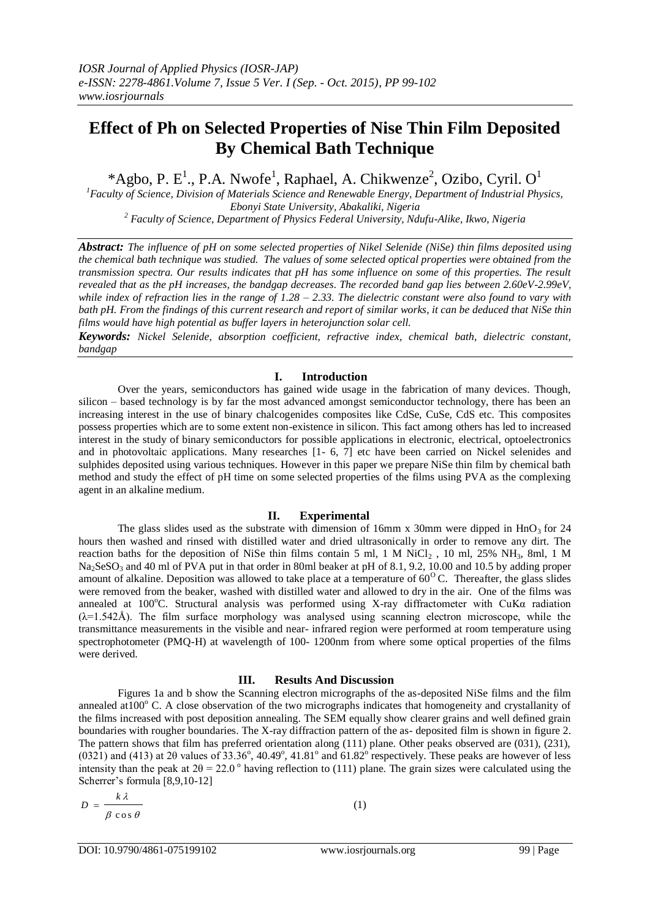# Effect of Ph on Selected Properties of Nise Thin Film Deposited By Chemical Bath Technique

*Agbo, P. E[1]., P.A. Nwofe[1], Raphael, A. Chikwenze[2], Ozibo, Cyril. O[1]

[1]*Faculty of Science, Division of Materials Science and Renewable Energy, Department of Industrial Physics, Ebonyi State University, Abakaliki, Nigeria*

[2] *Faculty of Science, Department of Physics Federal University, Ndufu-Alike, Ikwo, Nigeria*

***Abstract:*** *The influence of pH on some selected properties of Nikel Selenide (NiSe) thin films deposited using the chemical bath technique was studied. The values of some selected optical properties were obtained from the transmission spectra. Our results indicates that pH has some influence on some of this properties. The result revealed that as the pH increases, the bandgap decreases. The recorded band gap lies between 2.60eV-2.99eV, while index of refraction lies in the range of 1.28 – 2.33. The dielectric constant were also found to vary with bath pH. From the findings of this current research and report of similar works, it can be deduced that NiSe thin films would have high potential as buffer layers in heterojunction solar cell.*

***Keywords:*** *Nickel Selenide, absorption coefficient, refractive index, chemical bath, dielectric constant, bandgap*

## I. Introduction

Over the years, semiconductors has gained wide usage in the fabrication of many devices. Though, silicon – based technology is by far the most advanced amongst semiconductor technology, there has been an increasing interest in the use of binary chalcogenides composites like CdSe, CuSe, CdS etc. This composites possess properties which are to some extent non-existence in silicon. This fact among others has led to increased interest in the study of binary semiconductors for possible applications in electronic, electrical, optoelectronics and in photovoltaic applications. Many researches [1- 6, 7] etc have been carried on Nickel selenides and sulphides deposited using various techniques. However in this paper we prepare NiSe thin film by chemical bath method and study the effect of pH time on some selected properties of the films using PVA as the complexing agent in an alkaline medium.

## II. Experimental

The glass slides used as the substrate with dimension of 16mm x 30mm were dipped in $HnO_3$ for 24 hours then washed and rinsed with distilled water and dried ultrasonically in order to remove any dirt. The reaction baths for the deposition of NiSe thin films contain 5 ml, 1 M $NiCl_2$ , 10 ml, 25% $NH_3$, 8ml, 1 M $Na_2SeSO_3$ and 40 ml of PVA put in that order in 80ml beaker at pH of 8.1, 9.2, 10.00 and 10.5 by adding proper amount of alkaline. Deposition was allowed to take place at a temperature of $60^{O}$ C. Thereafter, the glass slides were removed from the beaker, washed with distilled water and allowed to dry in the air. One of the films was annealed at $100^{o}$C. Structural analysis was performed using X-ray diffractometer with CuKα radiation (λ=1.542Å). The film surface morphology was analysed using scanning electron microscope, while the transmittance measurements in the visible and near- infrared region were performed at room temperature using spectrophotometer (PMQ-H) at wavelength of 100- 1200nm from where some optical properties of the films were derived.

## III. Results And Discussion

Figures 1a and b show the Scanning electron micrographs of the as-deposited NiSe films and the film annealed at$100^{o}$ C. A close observation of the two micrographs indicates that homogeneity and crystallanity of the films increased with post deposition annealing. The SEM equally show clearer grains and well defined grain boundaries with rougher boundaries. The X-ray diffraction pattern of the as- deposited film is shown in figure 2. The pattern shows that film has preferred orientation along (111) plane. Other peaks observed are (031), (231), (0321) and (413) at 2θ values of $33.36^{o}$, $40.49^{o}$, $41.81^{o}$ and $61.82^{o}$ respectively. These peaks are however of less intensity than the peak at $2\theta = 22.0^{o}$ having reflection to (111) plane. The grain sizes were calculated using the Scherrer's formula [8,9,10-12]

$$D = \frac{k\lambda}{\beta\cos\theta} \tag{1}$$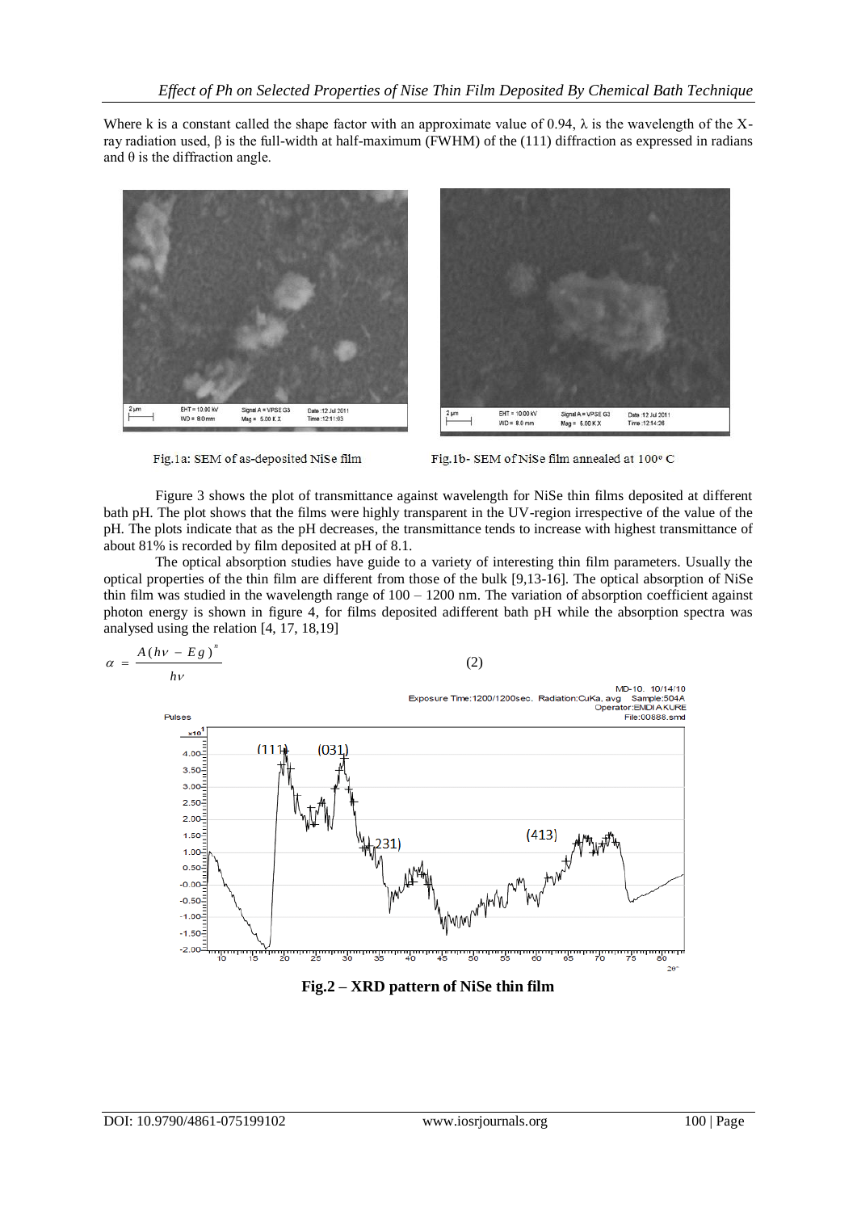Where k is a constant called the shape factor with an approximate value of 0.94, λ is the wavelength of the X-ray radiation used, β is the full-width at half-maximum (FWHM) of the (111) diffraction as expressed in radians and θ is the diffraction angle.

Fig.1a: SEM of as-deposited NiSe film

Fig.1b- SEM of NiSe film annealed at 100° C

Figure 3 shows the plot of transmittance against wavelength for NiSe thin films deposited at different bath pH. The plot shows that the films were highly transparent in the UV-region irrespective of the value of the pH. The plots indicate that as the pH decreases, the transmittance tends to increase with highest transmittance of about 81% is recorded by film deposited at pH of 8.1.

The optical absorption studies have guide to a variety of interesting thin film parameters. Usually the optical properties of the thin film are different from those of the bulk [9,13-16]. The optical absorption of NiSe thin film was studied in the wavelength range of 100 – 1200 nm. The variation of absorption coefficient against photon energy is shown in figure 4, for films deposited adifferent bath pH while the absorption spectra was analysed using the relation [4, 17, 18,19]

$$\alpha = \frac{A(h\nu - Eg)^n}{h\nu} \quad (2)$$

**Fig.2 – XRD pattern of NiSe thin film**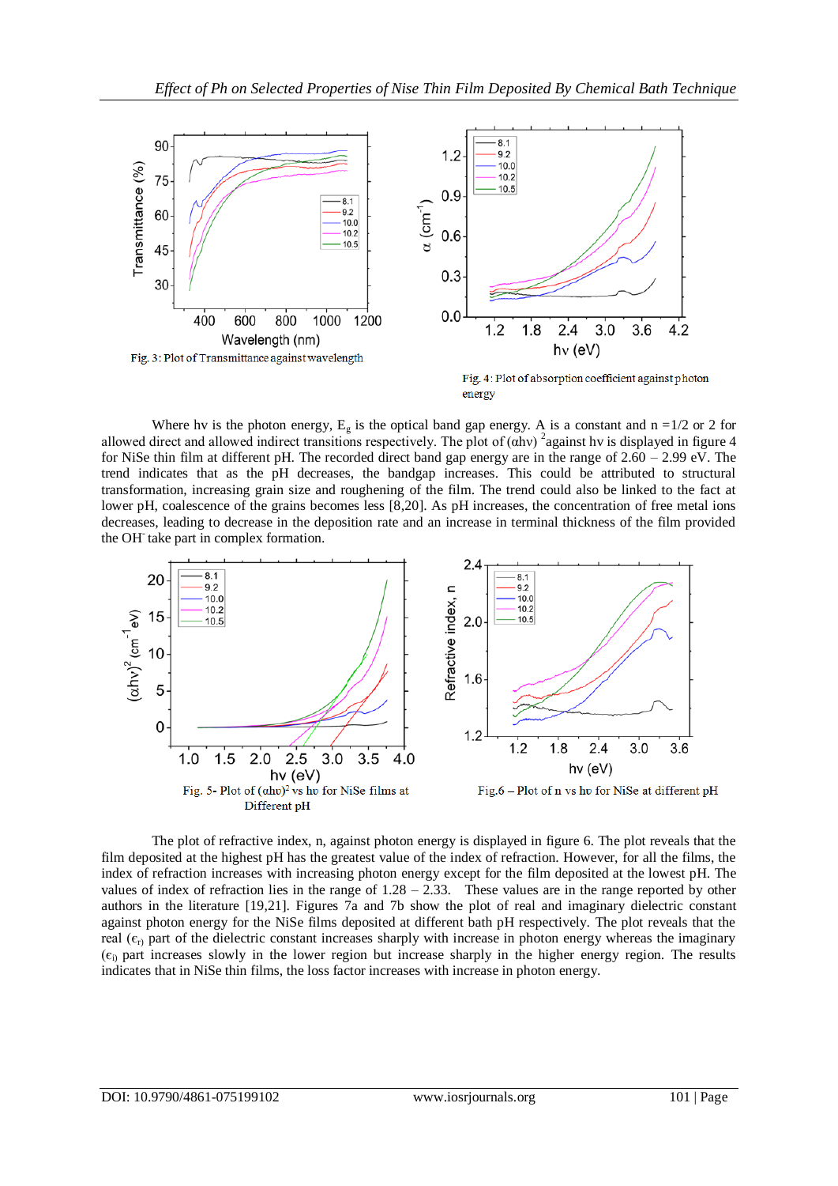Fig. 3: Plot of Transmittance against wavelength

Fig. 4: Plot of absorption coefficient against photon energy

Where hv is the photon energy, $E_g$ is the optical band gap energy. A is a constant and n =1/2 or 2 for allowed direct and allowed indirect transitions respectively. The plot of $(\alpha h\nu)^2$ against hv is displayed in figure 4 for NiSe thin film at different pH. The recorded direct band gap energy are in the range of 2.60 – 2.99 eV. The trend indicates that as the pH decreases, the bandgap increases. This could be attributed to structural transformation, increasing grain size and roughening of the film. The trend could also be linked to the fact at lower pH, coalescence of the grains becomes less [8,20]. As pH increases, the concentration of free metal ions decreases, leading to decrease in the deposition rate and an increase in terminal thickness of the film provided the $OH^-$ take part in complex formation.

Fig. 5- Plot of $(\alpha h\upsilon)^2$ vs hυ for NiSe films at Different pH

Fig.6 – Plot of n vs hυ for NiSe at different pH

The plot of refractive index, n, against photon energy is displayed in figure 6. The plot reveals that the film deposited at the highest pH has the greatest value of the index of refraction. However, for all the films, the index of refraction increases with increasing photon energy except for the film deposited at the lowest pH. The values of index of refraction lies in the range of 1.28 – 2.33. These values are in the range reported by other authors in the literature [19,21]. Figures 7a and 7b show the plot of real and imaginary dielectric constant against photon energy for the NiSe films deposited at different bath pH respectively. The plot reveals that the real ($\epsilon_r$) part of the dielectric constant increases sharply with increase in photon energy whereas the imaginary ($\epsilon_i$) part increases slowly in the lower region but increase sharply in the higher energy region. The results indicates that in NiSe thin films, the loss factor increases with increase in photon energy.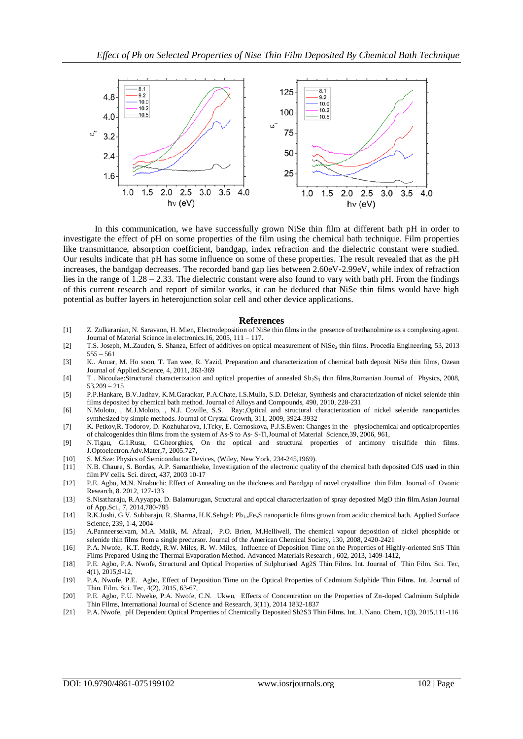4.8
4.0
$\varepsilon_r$
3.2
2.4
1.6
1.0 1.5 2.0 2.5 3.0 3.5 4.0
hν (eV)
8.1
9.2
10.0
10.2
10.5

125
100
$\varepsilon_i$
75
50
25
1.0 1.5 2.0 2.5 3.0 3.5 4.0
hν (eV)
8.1
9.2
10.0
10.2
10.5

In this communication, we have successfully grown NiSe thin film at different bath pH in order to investigate the effect of pH on some properties of the film using the chemical bath technique. Film properties like transmittance, absorption coefficient, bandgap, index refraction and the dielectric constant were studied. Our results indicate that pH has some influence on some of these properties. The result revealed that as the pH increases, the bandgap decreases. The recorded band gap lies between 2.60eV-2.99eV, while index of refraction lies in the range of 1.28 – 2.33. The dielectric constant were also found to vary with bath pH. From the findings of this current research and report of similar works, it can be deduced that NiSe thin films would have high potential as buffer layers in heterojunction solar cell and other device applications.

## References

[1] Z. Zulkaranian, N. Saravann, H. Mien, Electrodeposition of NiSe thin films in the presence of trethanolmine as a complexing agent. Journal of Material Science in electronics.16, 2005, 111 – 117.

[2] T.S. Joseph, M..Zauden, S. Shanza, Effect of additives on optical measurement of $NiSe_2$ thin films. Procedia Engineering, 53, 2013 555 – 561

[3] K.. Anuar, M. Ho soon, T. Tan wee, R. Yazid, Preparation and characterization of chemical bath deposit NiSe thin films, Ozean Journal of Applied.Science, 4, 2011, 363-369

[4] T . Nicoulae:Structural characterization and optical properties of annealed $Sb_2S_3$ thin films,Romanian Journal of Physics, 2008, 53,209 – 215

[5] P.P.Hankare, B.V.Jadhav, K.M.Garadkar, P.A.Chate, I.S.Mulla, S.D. Delekar, Synthesis and characterization of nickel selenide thin films deposited by chemical bath method. Journal of Alloys and Compounds, 490, 2010, 228-231

[6] N.Moloto, , M.J.Moloto, , N.J. Coville, S.S. Ray:,Optical and structural characterization of nickel selenide nanoparticles synthesized by simple methods. Journal of Crystal Growth, 311, 2009, 3924-3932

[7] K. Petkov,R. Todorov, D. Kozhuharova, I.Tcky, E. Cernoskova, P.J.S.Ewen: Changes in the physiochemical and opticalproperties of chalcogenides thin films from the system of As-S to As- S-Ti,Journal of Material Science,39, 2006, 961,

[9] N.Tigau, G.I.Rusu, C.Gheorghies, On the optical and structural properties of antimony trisulfide thin films. J.Optoelectron.Adv.Mater,7, 2005.727,

[10] S. M.Sze: Physics of Semiconductor Devices, (Wiley, New York, 234-245,1969).

[11] N.B. Chaure, S. Bordas, A.P. Samanthieke, Investigation of the electronic quality of the chemical bath deposited CdS used in thin film PV cells. Sci. direct, 437, 2003 10-17

[12] P.E. Agbo, M.N. Nnabuchi: Effect of Annealing on the thickness and Bandgap of novel crystalline thin Film. Journal of Ovonic Research, 8. 2012, 127-133

[13] S.Nisatharaju, R.Ayyappa, D. Balamurugan, Structural and optical characterization of spray deposited MgO thin film.Asian Journal of App.Sci., 7, 2014,780-785

[14] R.K.Joshi, G.V. Subbaraju, R. Sharma, H.K.Sehgal: $Pb_{1-x}Fe_xS$ nanoparticle films grown from acidic chemical bath. Applied Surface Science, 239, 1-4, 2004

[15] A.Panneerselvam, M.A. Malik, M. Afzaal, P.O. Brien, M.Helliwell, The chemical vapour deposition of nickel phosphide or selenide thin films from a single precursor. Journal of the American Chemical Society, 130, 2008, 2420-2421

[16] P.A. Nwofe, K.T. Reddy, R.W. Miles, R. W. Miles, Influence of Deposition Time on the Properties of Highly-oriented SnS Thin Films Prepared Using the Thermal Evaporation Method. Advanced Materials Research , 602, 2013, 1409-1412,

[18] P.E. Agbo, P.A. Nwofe, Structural and Optical Properties of Sulphurised Ag2S Thin Films. Int. Journal of Thin Film. Sci. Tec, 4(1), 2015,9-12,

[19] P.A. Nwofe, P.E. Agbo, Effect of Deposition Time on the Optical Properties of Cadmium Sulphide Thin Films. Int. Journal of Thin. Film. Sci. Tec, 4(2), 2015, 63-67,

[20] P.E. Agbo, F.U. Nweke, P.A. Nwofe, C.N. Ukwu, Effects of Concentration on the Properties of Zn-doped Cadmium Sulphide Thin Films, International Journal of Science and Research, 3(11), 2014 1832-1837

[21] P.A. Nwofe, pH Dependent Optical Properties of Chemically Deposited Sb2S3 Thin Films. Int. J. Nano. Chem, 1(3), 2015,111-116